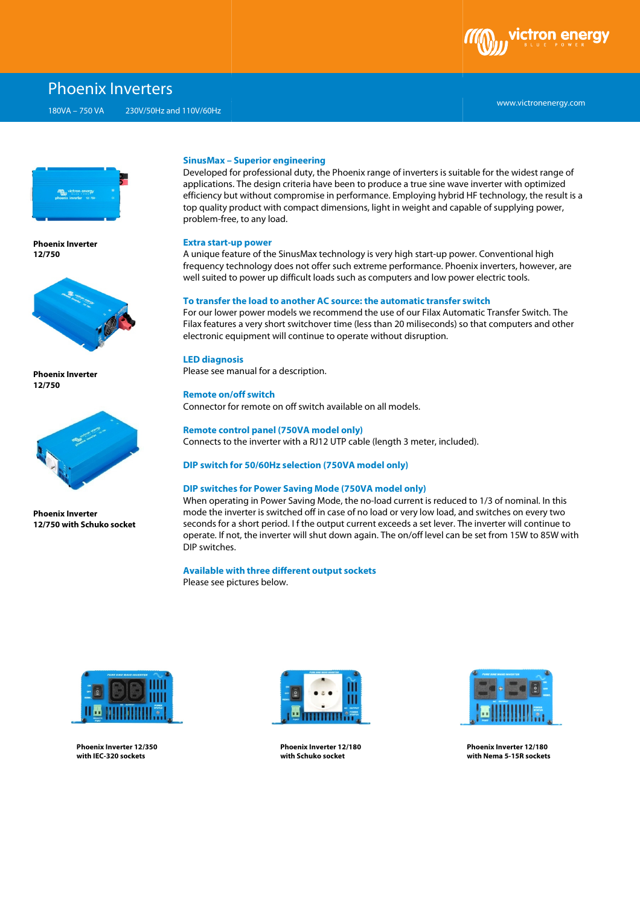# Phoenix Inverters

180VA – 750 VA 230V/50Hz and 110V/60Hz

www.victronenergy.com

**Phoenix Inverter 12/750**

**Phoenix Inverter 12/750**

**Phoenix Inverter 12/750 with Schuko socket**

### SinusMax – Superior engineering

Developed for professional duty, the Phoenix range of inverters is suitable for the widest range of applications. The design criteria have been to produce a true sine wave inverter with optimized efficiency but without compromise in performance. Employing hybrid HF technology, the result is a top quality product with compact dimensions, light in weight and capable of supplying power, problem-free, to any load.

### Extra start-up power

A unique feature of the SinusMax technology is very high start-up power. Conventional high frequency technology does not offer such extreme performance. Phoenix inverters, however, are well suited to power up difficult loads such as computers and low power electric tools.

### To transfer the load to another AC source: the automatic transfer switch

For our lower power models we recommend the use of our Filax Automatic Transfer Switch. The Filax features a very short switchover time (less than 20 miliseconds) so that computers and other electronic equipment will continue to operate without disruption.

### LED diagnosis

Please see manual for a description.

### Remote on/off switch

Connector for remote on off switch available on all models.

### Remote control panel (750VA model only)

Connects to the inverter with a RJ12 UTP cable (length 3 meter, included).

### DIP switch for 50/60Hz selection (750VA model only)

### DIP switches for Power Saving Mode (750VA model only)

When operating in Power Saving Mode, the no-load current is reduced to 1/3 of nominal. In this mode the inverter is switched off in case of no load or very low load, and switches on every two seconds for a short period. I f the output current exceeds a set lever. The inverter will continue to operate. If not, the inverter will shut down again. The on/off level can be set from 15W to 85W with DIP switches.

### Available with three different output sockets

Please see pictures below.

**Phoenix Inverter 12/350 with IEC-320 sockets**

**Phoenix Inverter 12/180 with Schuko socket**

**Phoenix Inverter 12/180 with Nema 5-15R sockets**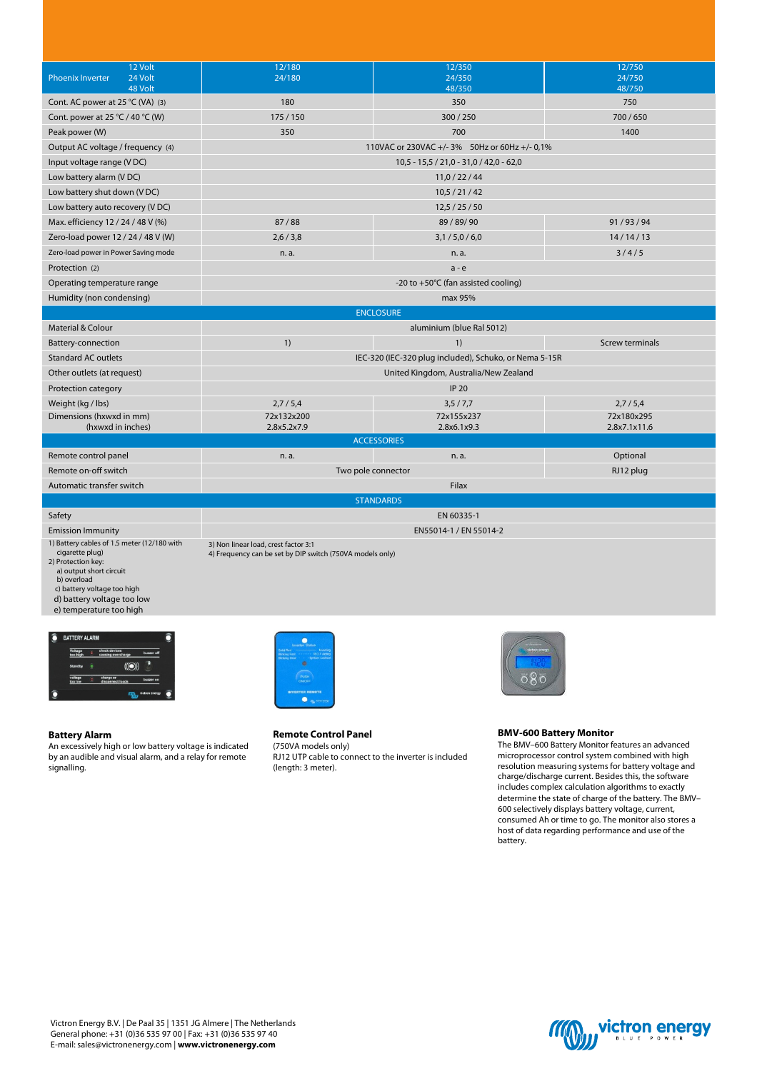| Phoenix Inverter 12 Volt / 24 Volt / 48 Volt | 12/180<br>24/180 | 12/350<br>24/350<br>48/350 | 12/750<br>24/750<br>48/750 |
|---|---|---|---|
| Cont. AC power at 25 °C (VA) (3) | 180 | 350 | 750 |
| Cont. power at 25 °C / 40 °C (W) | 175 / 150 | 300 / 250 | 700 / 650 |
| Peak power (W) | 350 | 700 | 1400 |
| Output AC voltage / frequency (4) | 110VAC or 230VAC +/- 3% 50Hz or 60Hz +/- 0,1% | | |
| Input voltage range (V DC) | 10,5 - 15,5 / 21,0 - 31,0 / 42,0 - 62,0 | | |
| Low battery alarm (V DC) | 11,0 / 22 / 44 | | |
| Low battery shut down (V DC) | 10,5 / 21 / 42 | | |
| Low battery auto recovery (V DC) | 12,5 / 25 / 50 | | |
| Max. efficiency 12 / 24 / 48 V (%) | 87 / 88 | 89 / 89/ 90 | 91 / 93 / 94 |
| Zero-load power 12 / 24 / 48 V (W) | 2,6 / 3,8 | 3,1 / 5,0 / 6,0 | 14 / 14 / 13 |
| Zero-load power in Power Saving mode | n. a. | n. a. | 3 / 4 / 5 |
| Protection (2) | a - e | | |
| Operating temperature range | -20 to +50°C (fan assisted cooling) | | |
| Humidity (non condensing) | max 95% | | |
| **ENCLOSURE** | | | |
| Material & Colour | aluminium (blue Ral 5012) | | |
| Battery-connection | 1) | 1) | Screw terminals |
| Standard AC outlets | IEC-320 (IEC-320 plug included), Schuko, or Nema 5-15R | | |
| Other outlets (at request) | United Kingdom, Australia/New Zealand | | |
| Protection category | IP 20 | | |
| Weight (kg / lbs) | 2,7 / 5,4 | 3,5 / 7,7 | 2,7 / 5,4 |
| Dimensions (hxwxd in mm)<br>(hxwxd in inches) | 72x132x200<br>2.8x5.2x7.9 | 72x155x237<br>2.8x6.1x9.3 | 72x180x295<br>2.8x7.1x11.6 |
| **ACCESSORIES** | | | |
| Remote control panel | n. a. | n. a. | Optional |
| Remote on-off switch | Two pole connector | | RJ12 plug |
| Automatic transfer switch | Filax | | |
| **STANDARDS** | | | |
| Safety | EN 60335-1 | | |
| Emission Immunity | EN55014-1 / EN 55014-2 | | |

1) Battery cables of 1.5 meter (12/180 with cigarette plug)
2) Protection key:
a) output short circuit
b) overload
c) battery voltage too high
d) battery voltage too low
e) temperature too high

3) Non linear load, crest factor 3:1
4) Frequency can be set by DIP switch (750VA models only)

### Battery Alarm

An excessively high or low battery voltage is indicated by an audible and visual alarm, and a relay for remote signalling.

### Remote Control Panel

(750VA models only)
RJ12 UTP cable to connect to the inverter is included (length: 3 meter).

### BMV-600 Battery Monitor

The BMV–600 Battery Monitor features an advanced microprocessor control system combined with high resolution measuring systems for battery voltage and charge/discharge current. Besides this, the software includes complex calculation algorithms to exactly determine the state of charge of the battery. The BMV–600 selectively displays battery voltage, current, consumed Ah or time to go. The monitor also stores a host of data regarding performance and use of the battery.

Victron Energy B.V. | De Paal 35 | 1351 JG Almere | The Netherlands
General phone: +31 (0)36 535 97 00 | Fax: +31 (0)36 535 97 40
E-mail: sales@victronenergy.com | **www.victronenergy.com**